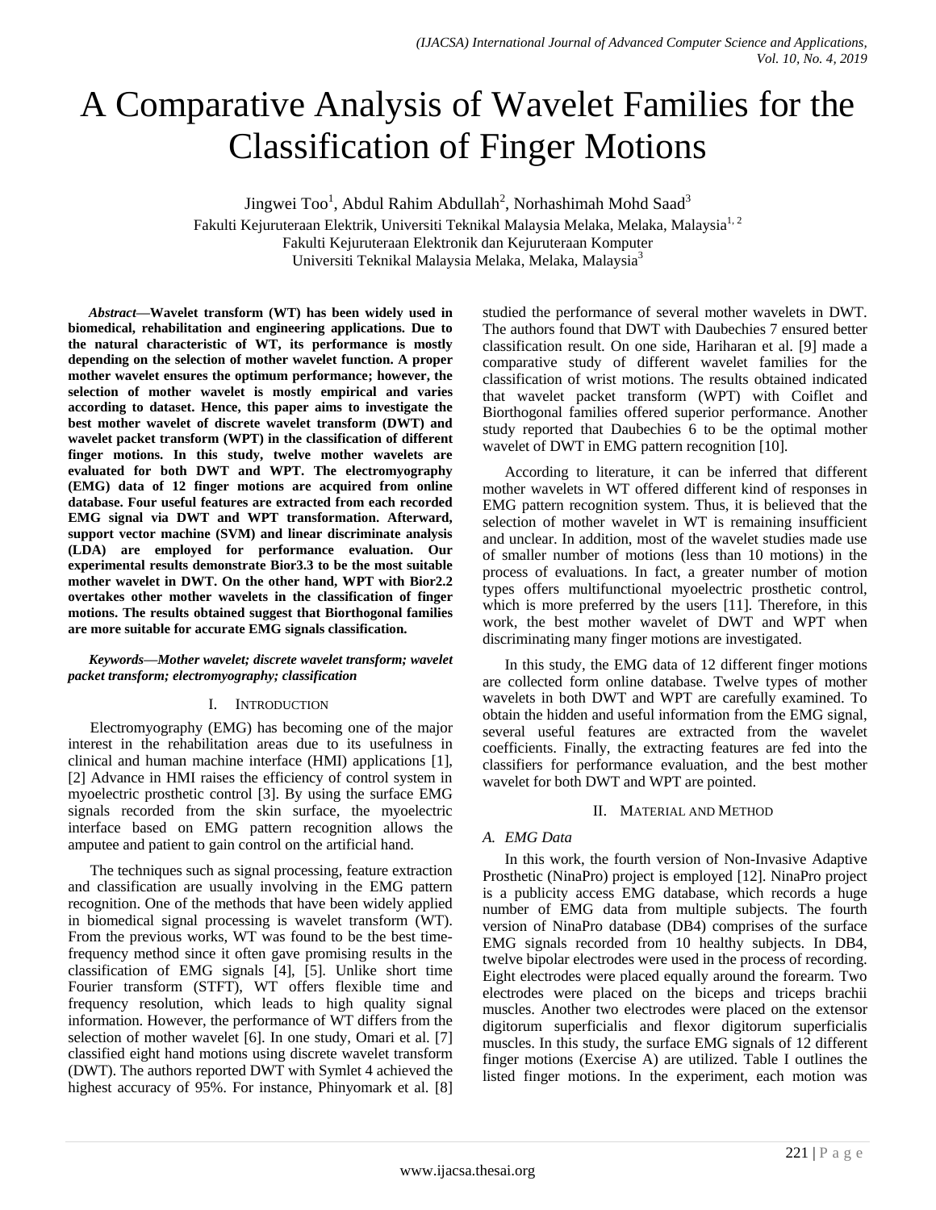# A Comparative Analysis of Wavelet Families for the Classification of Finger Motions

Jingwei Too[1], Abdul Rahim Abdullah[2], Norhashimah Mohd Saad[3]

Fakulti Kejuruteraan Elektrik, Universiti Teknikal Malaysia Melaka, Melaka, Malaysia[1, 2]
Fakulti Kejuruteraan Elektronik dan Kejuruteraan Komputer
Universiti Teknikal Malaysia Melaka, Melaka, Malaysia[3]

***Abstract*—Wavelet transform (WT) has been widely used in biomedical, rehabilitation and engineering applications. Due to the natural characteristic of WT, its performance is mostly depending on the selection of mother wavelet function. A proper mother wavelet ensures the optimum performance; however, the selection of mother wavelet is mostly empirical and varies according to dataset. Hence, this paper aims to investigate the best mother wavelet of discrete wavelet transform (DWT) and wavelet packet transform (WPT) in the classification of different finger motions. In this study, twelve mother wavelets are evaluated for both DWT and WPT. The electromyography (EMG) data of 12 finger motions are acquired from online database. Four useful features are extracted from each recorded EMG signal via DWT and WPT transformation. Afterward, support vector machine (SVM) and linear discriminate analysis (LDA) are employed for performance evaluation. Our experimental results demonstrate Bior3.3 to be the most suitable mother wavelet in DWT. On the other hand, WPT with Bior2.2 overtakes other mother wavelets in the classification of finger motions. The results obtained suggest that Biorthogonal families are more suitable for accurate EMG signals classification.**

***Keywords*—Mother wavelet; discrete wavelet transform; wavelet packet transform; electromyography; classification**

## I. Introduction

Electromyography (EMG) has becoming one of the major interest in the rehabilitation areas due to its usefulness in clinical and human machine interface (HMI) applications [1], [2] Advance in HMI raises the efficiency of control system in myoelectric prosthetic control [3]. By using the surface EMG signals recorded from the skin surface, the myoelectric interface based on EMG pattern recognition allows the amputee and patient to gain control on the artificial hand.

The techniques such as signal processing, feature extraction and classification are usually involving in the EMG pattern recognition. One of the methods that have been widely applied in biomedical signal processing is wavelet transform (WT). From the previous works, WT was found to be the best time-frequency method since it often gave promising results in the classification of EMG signals [4], [5]. Unlike short time Fourier transform (STFT), WT offers flexible time and frequency resolution, which leads to high quality signal information. However, the performance of WT differs from the selection of mother wavelet [6]. In one study, Omari et al. [7] classified eight hand motions using discrete wavelet transform (DWT). The authors reported DWT with Symlet 4 achieved the highest accuracy of 95%. For instance, Phinyomark et al. [8] studied the performance of several mother wavelets in DWT. The authors found that DWT with Daubechies 7 ensured better classification result. On one side, Hariharan et al. [9] made a comparative study of different wavelet families for the classification of wrist motions. The results obtained indicated that wavelet packet transform (WPT) with Coiflet and Biorthogonal families offered superior performance. Another study reported that Daubechies 6 to be the optimal mother wavelet of DWT in EMG pattern recognition [10].

According to literature, it can be inferred that different mother wavelets in WT offered different kind of responses in EMG pattern recognition system. Thus, it is believed that the selection of mother wavelet in WT is remaining insufficient and unclear. In addition, most of the wavelet studies made use of smaller number of motions (less than 10 motions) in the process of evaluations. In fact, a greater number of motion types offers multifunctional myoelectric prosthetic control, which is more preferred by the users [11]. Therefore, in this work, the best mother wavelet of DWT and WPT when discriminating many finger motions are investigated.

In this study, the EMG data of 12 different finger motions are collected form online database. Twelve types of mother wavelets in both DWT and WPT are carefully examined. To obtain the hidden and useful information from the EMG signal, several useful features are extracted from the wavelet coefficients. Finally, the extracting features are fed into the classifiers for performance evaluation, and the best mother wavelet for both DWT and WPT are pointed.

## II. Material and Method

### A. EMG Data

In this work, the fourth version of Non-Invasive Adaptive Prosthetic (NinaPro) project is employed [12]. NinaPro project is a publicity access EMG database, which records a huge number of EMG data from multiple subjects. The fourth version of NinaPro database (DB4) comprises of the surface EMG signals recorded from 10 healthy subjects. In DB4, twelve bipolar electrodes were used in the process of recording. Eight electrodes were placed equally around the forearm. Two electrodes were placed on the biceps and triceps brachii muscles. Another two electrodes were placed on the extensor digitorum superficialis and flexor digitorum superficialis muscles. In this study, the surface EMG signals of 12 different finger motions (Exercise A) are utilized. Table I outlines the listed finger motions. In the experiment, each motion was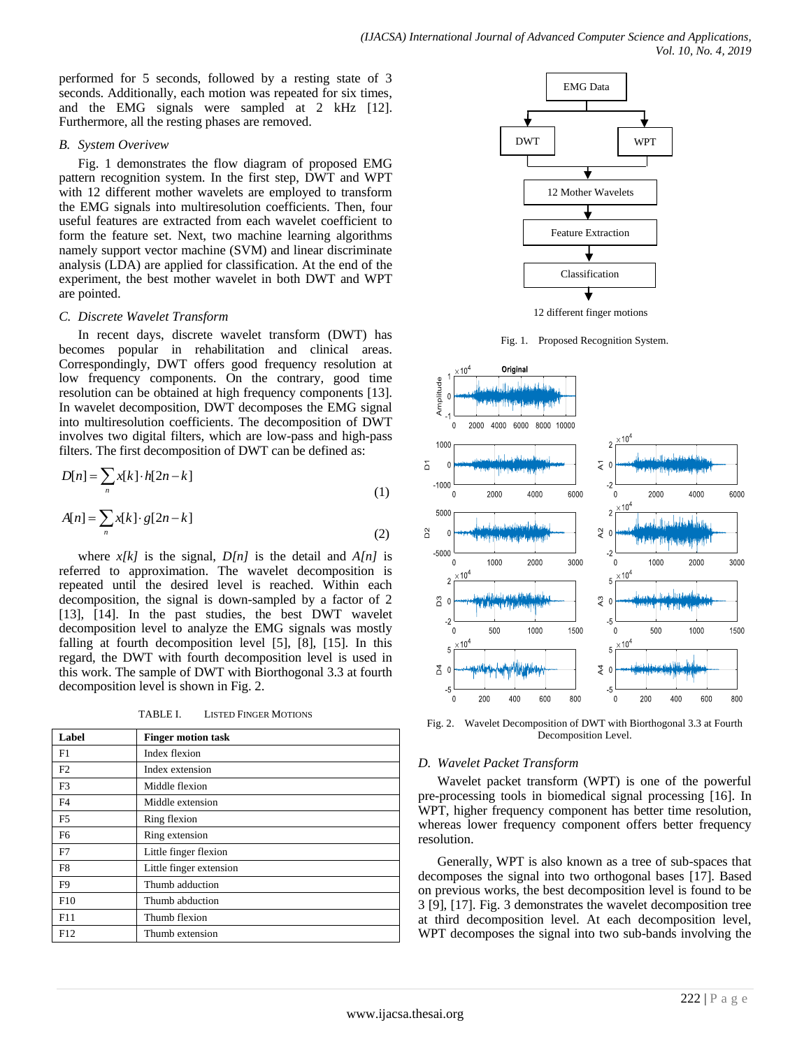performed for 5 seconds, followed by a resting state of 3 seconds. Additionally, each motion was repeated for six times, and the EMG signals were sampled at 2 kHz [12]. Furthermore, all the resting phases are removed.

### *B. System Overivew*

Fig. 1 demonstrates the flow diagram of proposed EMG pattern recognition system. In the first step, DWT and WPT with 12 different mother wavelets are employed to transform the EMG signals into multiresolution coefficients. Then, four useful features are extracted from each wavelet coefficient to form the feature set. Next, two machine learning algorithms namely support vector machine (SVM) and linear discriminate analysis (LDA) are applied for classification. At the end of the experiment, the best mother wavelet in both DWT and WPT are pointed.

### *C. Discrete Wavelet Transform*

In recent days, discrete wavelet transform (DWT) has becomes popular in rehabilitation and clinical areas. Correspondingly, DWT offers good frequency resolution at low frequency components. On the contrary, good time resolution can be obtained at high frequency components [13]. In wavelet decomposition, DWT decomposes the EMG signal into multiresolution coefficients. The decomposition of DWT involves two digital filters, which are low-pass and high-pass filters. The first decomposition of DWT can be defined as:

$$D[n] = \sum_{n} x[k] \cdot h[2n-k] \tag{1}$$

$$A[n] = \sum_{n} x[k] \cdot g[2n-k] \tag{2}$$

where $x[k]$ is the signal, $D[n]$ is the detail and $A[n]$ is referred to approximation. The wavelet decomposition is repeated until the desired level is reached. Within each decomposition, the signal is down-sampled by a factor of 2 [13], [14]. In the past studies, the best DWT wavelet decomposition level to analyze the EMG signals was mostly falling at fourth decomposition level [5], [8], [15]. In this regard, the DWT with fourth decomposition level is used in this work. The sample of DWT with Biorthogonal 3.3 at fourth decomposition level is shown in Fig. 2.

TABLE I. LISTED FINGER MOTIONS

| Label | Finger motion task |
|---|---|
| F1 | Index flexion |
| F2 | Index extension |
| F3 | Middle flexion |
| F4 | Middle extension |
| F5 | Ring flexion |
| F6 | Ring extension |
| F7 | Little finger flexion |
| F8 | Little finger extension |
| F9 | Thumb adduction |
| F10 | Thumb abduction |
| F11 | Thumb flexion |
| F12 | Thumb extension |

Fig. 1. Proposed Recognition System.

Fig. 2. Wavelet Decomposition of DWT with Biorthogonal 3.3 at Fourth Decomposition Level.

### *D. Wavelet Packet Transform*

Wavelet packet transform (WPT) is one of the powerful pre-processing tools in biomedical signal processing [16]. In WPT, higher frequency component has better time resolution, whereas lower frequency component offers better frequency resolution.

Generally, WPT is also known as a tree of sub-spaces that decomposes the signal into two orthogonal bases [17]. Based on previous works, the best decomposition level is found to be 3 [9], [17]. Fig. 3 demonstrates the wavelet decomposition tree at third decomposition level. At each decomposition level, WPT decomposes the signal into two sub-bands involving the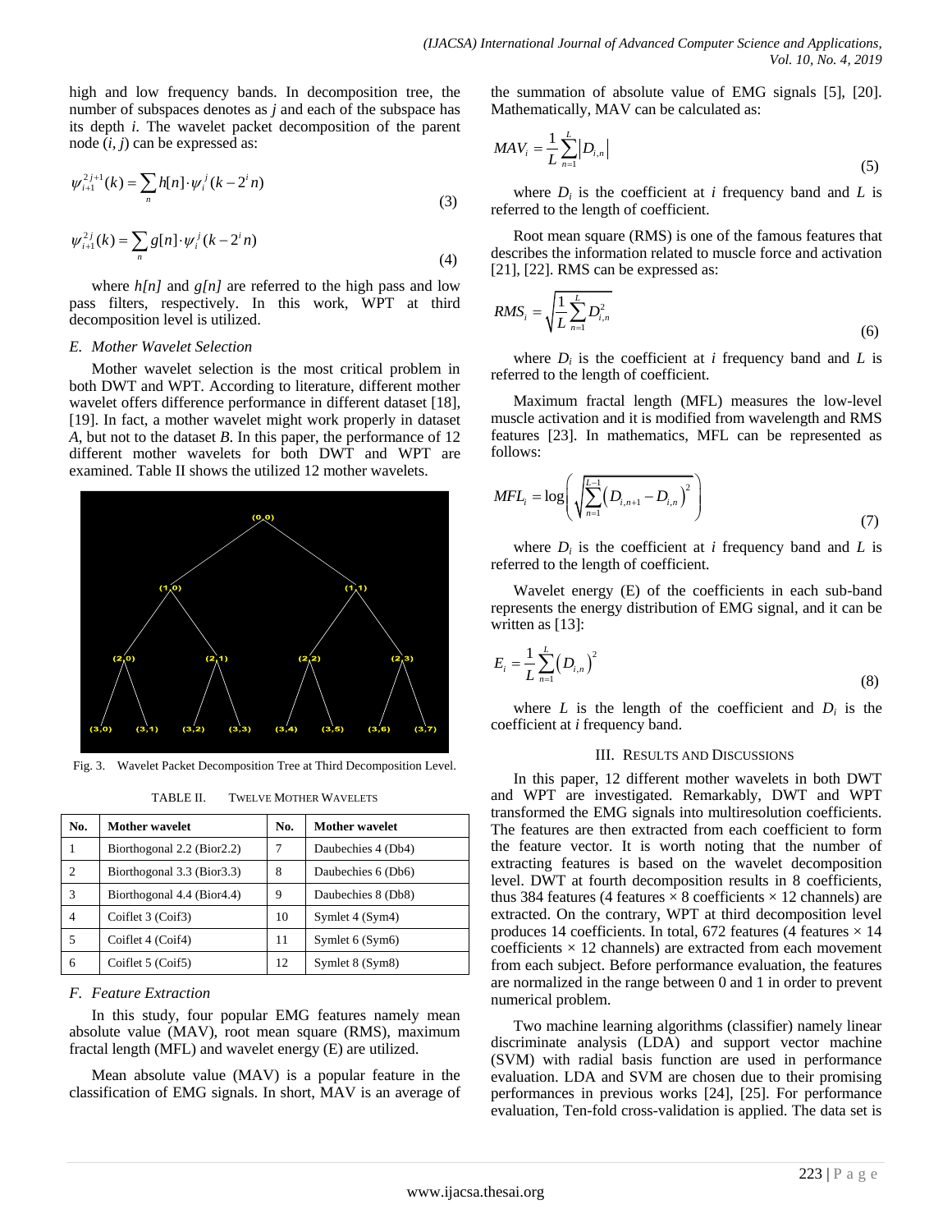high and low frequency bands. In decomposition tree, the number of subspaces denotes as *j* and each of the subspace has its depth *i*. The wavelet packet decomposition of the parent node (*i*, *j*) can be expressed as:

$$\psi_{i+1}^{2j+1}(k) = \sum_n h[n] \cdot \psi_i^j(k - 2^i n) \tag{3}$$

$$\psi_{i+1}^{2j}(k) = \sum_n g[n] \cdot \psi_i^j(k - 2^i n) \tag{4}$$

where $h[n]$ and $g[n]$ are referred to the high pass and low pass filters, respectively. In this work, WPT at third decomposition level is utilized.

### *E. Mother Wavelet Selection*

Mother wavelet selection is the most critical problem in both DWT and WPT. According to literature, different mother wavelet offers difference performance in different dataset [18], [19]. In fact, a mother wavelet might work properly in dataset *A*, but not to the dataset *B*. In this paper, the performance of 12 different mother wavelets for both DWT and WPT are examined. Table II shows the utilized 12 mother wavelets.

Fig. 3. Wavelet Packet Decomposition Tree at Third Decomposition Level.

TABLE II. TWELVE MOTHER WAVELETS

| No. | Mother wavelet | No. | Mother wavelet |
|---|---|---|---|
| 1 | Biorthogonal 2.2 (Bior2.2) | 7 | Daubechies 4 (Db4) |
| 2 | Biorthogonal 3.3 (Bior3.3) | 8 | Daubechies 6 (Db6) |
| 3 | Biorthogonal 4.4 (Bior4.4) | 9 | Daubechies 8 (Db8) |
| 4 | Coiflet 3 (Coif3) | 10 | Symlet 4 (Sym4) |
| 5 | Coiflet 4 (Coif4) | 11 | Symlet 6 (Sym6) |
| 6 | Coiflet 5 (Coif5) | 12 | Symlet 8 (Sym8) |

### *F. Feature Extraction*

In this study, four popular EMG features namely mean absolute value (MAV), root mean square (RMS), maximum fractal length (MFL) and wavelet energy (E) are utilized.

Mean absolute value (MAV) is a popular feature in the classification of EMG signals. In short, MAV is an average of the summation of absolute value of EMG signals [5], [20]. Mathematically, MAV can be calculated as:

$$MAV_i = \frac{1}{L}\sum_{n=1}^{L}\left|D_{i,n}\right| \tag{5}$$

where $D_i$ is the coefficient at *i* frequency band and *L* is referred to the length of coefficient.

Root mean square (RMS) is one of the famous features that describes the information related to muscle force and activation [21], [22]. RMS can be expressed as:

$$RMS_i = \sqrt{\frac{1}{L}\sum_{n=1}^{L}D_{i,n}^2} \tag{6}$$

where $D_i$ is the coefficient at *i* frequency band and *L* is referred to the length of coefficient.

Maximum fractal length (MFL) measures the low-level muscle activation and it is modified from wavelength and RMS features [23]. In mathematics, MFL can be represented as follows:

$$MFL_i = \log\left(\sqrt{\sum_{n=1}^{L-1}\left(D_{i,n+1} - D_{i,n}\right)^2}\right) \tag{7}$$

where $D_i$ is the coefficient at *i* frequency band and *L* is referred to the length of coefficient.

Wavelet energy (E) of the coefficients in each sub-band represents the energy distribution of EMG signal, and it can be written as [13]:

$$E_i = \frac{1}{L}\sum_{n=1}^{L}\left(D_{i,n}\right)^2 \tag{8}$$

where *L* is the length of the coefficient and $D_i$ is the coefficient at *i* frequency band.

## III. RESULTS AND DISCUSSIONS

In this paper, 12 different mother wavelets in both DWT and WPT are investigated. Remarkably, DWT and WPT transformed the EMG signals into multiresolution coefficients. The features are then extracted from each coefficient to form the feature vector. It is worth noting that the number of extracting features is based on the wavelet decomposition level. DWT at fourth decomposition results in 8 coefficients, thus 384 features (4 features × 8 coefficients × 12 channels) are extracted. On the contrary, WPT at third decomposition level produces 14 coefficients. In total, 672 features (4 features × 14 coefficients × 12 channels) are extracted from each movement from each subject. Before performance evaluation, the features are normalized in the range between 0 and 1 in order to prevent numerical problem.

Two machine learning algorithms (classifier) namely linear discriminate analysis (LDA) and support vector machine (SVM) with radial basis function are used in performance evaluation. LDA and SVM are chosen due to their promising performances in previous works [24], [25]. For performance evaluation, Ten-fold cross-validation is applied. The data set is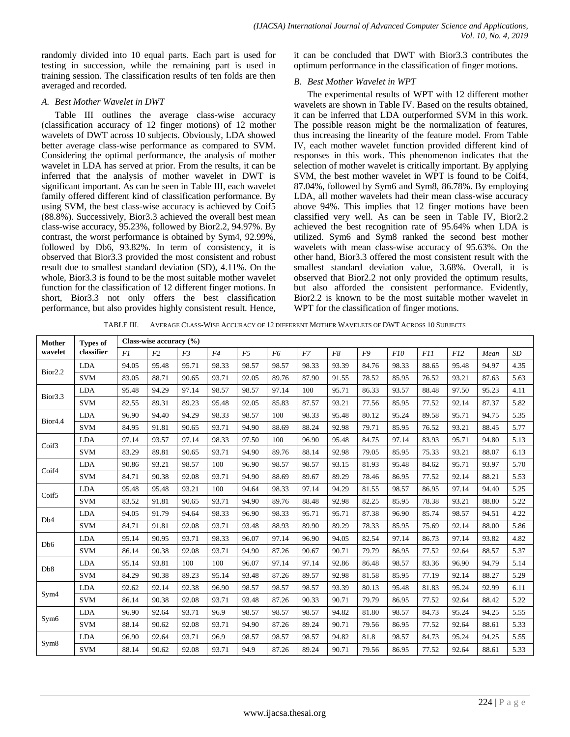randomly divided into 10 equal parts. Each part is used for testing in succession, while the remaining part is used in training session. The classification results of ten folds are then averaged and recorded.

### *A. Best Mother Wavelet in DWT*

Table III outlines the average class-wise accuracy (classification accuracy of 12 finger motions) of 12 mother wavelets of DWT across 10 subjects. Obviously, LDA showed better average class-wise performance as compared to SVM. Considering the optimal performance, the analysis of mother wavelet in LDA has served at prior. From the results, it can be inferred that the analysis of mother wavelet in DWT is significant important. As can be seen in Table III, each wavelet family offered different kind of classification performance. By using SVM, the best class-wise accuracy is achieved by Coif5 (88.8%). Successively, Bior3.3 achieved the overall best mean class-wise accuracy, 95.23%, followed by Bior2.2, 94.97%. By contrast, the worst performance is obtained by Sym4, 92.99%, followed by Db6, 93.82%. In term of consistency, it is observed that Bior3.3 provided the most consistent and robust result due to smallest standard deviation (SD), 4.11%. On the whole, Bior3.3 is found to be the most suitable mother wavelet function for the classification of 12 different finger motions. In short, Bior3.3 not only offers the best classification performance, but also provides highly consistent result. Hence, it can be concluded that DWT with Bior3.3 contributes the optimum performance in the classification of finger motions.

### *B. Best Mother Wavelet in WPT*

The experimental results of WPT with 12 different mother wavelets are shown in Table IV. Based on the results obtained, it can be inferred that LDA outperformed SVM in this work. The possible reason might be the normalization of features, thus increasing the linearity of the feature model. From Table IV, each mother wavelet function provided different kind of responses in this work. This phenomenon indicates that the selection of mother wavelet is critically important. By applying SVM, the best mother wavelet in WPT is found to be Coif4, 87.04%, followed by Sym6 and Sym8, 86.78%. By employing LDA, all mother wavelets had their mean class-wise accuracy above 94%. This implies that 12 finger motions have been classified very well. As can be seen in Table IV, Bior2.2 achieved the best recognition rate of 95.64% when LDA is utilized. Sym6 and Sym8 ranked the second best mother wavelets with mean class-wise accuracy of 95.63%. On the other hand, Bior3.3 offered the most consistent result with the smallest standard deviation value, 3.68%. Overall, it is observed that Bior2.2 not only provided the optimum results, but also afforded the consistent performance. Evidently, Bior2.2 is known to be the most suitable mother wavelet in WPT for the classification of finger motions.

TABLE III. AVERAGE CLASS-WISE ACCURACY OF 12 DIFFERENT MOTHER WAVELETS OF DWT ACROSS 10 SUBJECTS

| Mother wavelet | Types of classifier | Class-wise accuracy (%) | | | | | | | | | | | | | |
|---|---|---|---|---|---|---|---|---|---|---|---|---|---|---|---|
| | | *F1* | *F2* | *F3* | *F4* | *F5* | *F6* | *F7* | *F8* | *F9* | *F10* | *F11* | *F12* | *Mean* | *SD* |
| Bior2.2 | LDA | 94.05 | 95.48 | 95.71 | 98.33 | 98.57 | 98.57 | 98.33 | 93.39 | 84.76 | 98.33 | 88.65 | 95.48 | 94.97 | 4.35 |
| | SVM | 83.05 | 88.71 | 90.65 | 93.71 | 92.05 | 89.76 | 87.90 | 91.55 | 78.52 | 85.95 | 76.52 | 93.21 | 87.63 | 5.63 |
| Bior3.3 | LDA | 95.48 | 94.29 | 97.14 | 98.57 | 98.57 | 97.14 | 100 | 95.71 | 86.33 | 93.57 | 88.48 | 97.50 | 95.23 | 4.11 |
| | SVM | 82.55 | 89.31 | 89.23 | 95.48 | 92.05 | 85.83 | 87.57 | 93.21 | 77.56 | 85.95 | 77.52 | 92.14 | 87.37 | 5.82 |
| Bior4.4 | LDA | 96.90 | 94.40 | 94.29 | 98.33 | 98.57 | 100 | 98.33 | 95.48 | 80.12 | 95.24 | 89.58 | 95.71 | 94.75 | 5.35 |
| | SVM | 84.95 | 91.81 | 90.65 | 93.71 | 94.90 | 88.69 | 88.24 | 92.98 | 79.71 | 85.95 | 76.52 | 93.21 | 88.45 | 5.77 |
| Coif3 | LDA | 97.14 | 93.57 | 97.14 | 98.33 | 97.50 | 100 | 96.90 | 95.48 | 84.75 | 97.14 | 83.93 | 95.71 | 94.80 | 5.13 |
| | SVM | 83.29 | 89.81 | 90.65 | 93.71 | 94.90 | 89.76 | 88.14 | 92.98 | 79.05 | 85.95 | 75.33 | 93.21 | 88.07 | 6.13 |
| Coif4 | LDA | 90.86 | 93.21 | 98.57 | 100 | 96.90 | 98.57 | 98.57 | 93.15 | 81.93 | 95.48 | 84.62 | 95.71 | 93.97 | 5.70 |
| | SVM | 84.71 | 90.38 | 92.08 | 93.71 | 94.90 | 88.69 | 89.67 | 89.29 | 78.46 | 86.95 | 77.52 | 92.14 | 88.21 | 5.53 |
| Coif5 | LDA | 95.48 | 95.48 | 93.21 | 100 | 94.64 | 98.33 | 97.14 | 94.29 | 81.55 | 98.57 | 86.95 | 97.14 | 94.40 | 5.25 |
| | SVM | 83.52 | 91.81 | 90.65 | 93.71 | 94.90 | 89.76 | 88.48 | 92.98 | 82.25 | 85.95 | 78.38 | 93.21 | 88.80 | 5.22 |
| Db4 | LDA | 94.05 | 91.79 | 94.64 | 98.33 | 96.90 | 98.33 | 95.71 | 95.71 | 87.38 | 96.90 | 85.74 | 98.57 | 94.51 | 4.22 |
| | SVM | 84.71 | 91.81 | 92.08 | 93.71 | 93.48 | 88.93 | 89.90 | 89.29 | 78.33 | 85.95 | 75.69 | 92.14 | 88.00 | 5.86 |
| Db6 | LDA | 95.14 | 90.95 | 93.71 | 98.33 | 96.07 | 97.14 | 96.90 | 94.05 | 82.54 | 97.14 | 86.73 | 97.14 | 93.82 | 4.82 |
| | SVM | 86.14 | 90.38 | 92.08 | 93.71 | 94.90 | 87.26 | 90.67 | 90.71 | 79.79 | 86.95 | 77.52 | 92.64 | 88.57 | 5.37 |
| Db8 | LDA | 95.14 | 93.81 | 100 | 100 | 96.07 | 97.14 | 97.14 | 92.86 | 86.48 | 98.57 | 83.36 | 96.90 | 94.79 | 5.14 |
| | SVM | 84.29 | 90.38 | 89.23 | 95.14 | 93.48 | 87.26 | 89.57 | 92.98 | 81.58 | 85.95 | 77.19 | 92.14 | 88.27 | 5.29 |
| Sym4 | LDA | 92.62 | 92.14 | 92.38 | 96.90 | 98.57 | 98.57 | 98.57 | 93.39 | 80.13 | 95.48 | 81.83 | 95.24 | 92.99 | 6.11 |
| | SVM | 86.14 | 90.38 | 92.08 | 93.71 | 93.48 | 87.26 | 90.33 | 90.71 | 79.79 | 86.95 | 77.52 | 92.64 | 88.42 | 5.22 |
| Sym6 | LDA | 96.90 | 92.64 | 93.71 | 96.9 | 98.57 | 98.57 | 98.57 | 94.82 | 81.80 | 98.57 | 84.73 | 95.24 | 94.25 | 5.55 |
| | SVM | 88.14 | 90.62 | 92.08 | 93.71 | 94.90 | 87.26 | 89.24 | 90.71 | 79.56 | 86.95 | 77.52 | 92.64 | 88.61 | 5.33 |
| Sym8 | LDA | 96.90 | 92.64 | 93.71 | 96.9 | 98.57 | 98.57 | 98.57 | 94.82 | 81.8 | 98.57 | 84.73 | 95.24 | 94.25 | 5.55 |
| | SVM | 88.14 | 90.62 | 92.08 | 93.71 | 94.9 | 87.26 | 89.24 | 90.71 | 79.56 | 86.95 | 77.52 | 92.64 | 88.61 | 5.33 |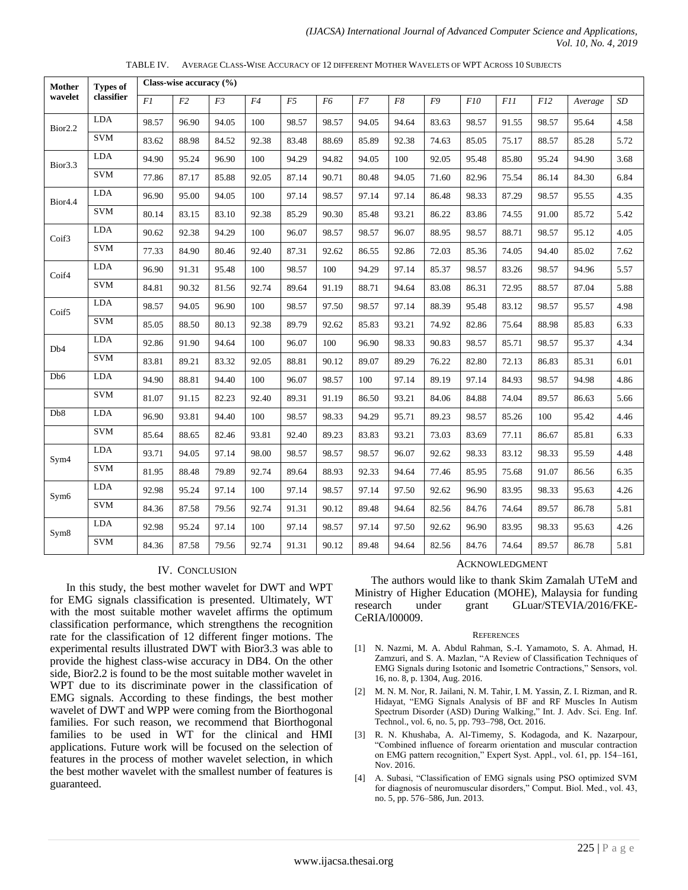TABLE IV. AVERAGE CLASS-WISE ACCURACY OF 12 DIFFERENT MOTHER WAVELETS OF WPT ACROSS 10 SUBJECTS

| Mother wavelet | Types of classifier | Class-wise accuracy (%) | | | | | | | | | | | | | |
|---|---|---|---|---|---|---|---|---|---|---|---|---|---|---|---|
| | | *F1* | *F2* | *F3* | *F4* | *F5* | *F6* | *F7* | *F8* | *F9* | *F10* | *F11* | *F12* | *Average* | *SD* |
| Bior2.2 | LDA | 98.57 | 96.90 | 94.05 | 100 | 98.57 | 98.57 | 94.05 | 94.64 | 83.63 | 98.57 | 91.55 | 98.57 | 95.64 | 4.58 |
| | SVM | 83.62 | 88.98 | 84.52 | 92.38 | 83.48 | 88.69 | 85.89 | 92.38 | 74.63 | 85.05 | 75.17 | 88.57 | 85.28 | 5.72 |
| Bior3.3 | LDA | 94.90 | 95.24 | 96.90 | 100 | 94.29 | 94.82 | 94.05 | 100 | 92.05 | 95.48 | 85.80 | 95.24 | 94.90 | 3.68 |
| | SVM | 77.86 | 87.17 | 85.88 | 92.05 | 87.14 | 90.71 | 80.48 | 94.05 | 71.60 | 82.96 | 75.54 | 86.14 | 84.30 | 6.84 |
| Bior4.4 | LDA | 96.90 | 95.00 | 94.05 | 100 | 97.14 | 98.57 | 97.14 | 97.14 | 86.48 | 98.33 | 87.29 | 98.57 | 95.55 | 4.35 |
| | SVM | 80.14 | 83.15 | 83.10 | 92.38 | 85.29 | 90.30 | 85.48 | 93.21 | 86.22 | 83.86 | 74.55 | 91.00 | 85.72 | 5.42 |
| Coif3 | LDA | 90.62 | 92.38 | 94.29 | 100 | 96.07 | 98.57 | 98.57 | 96.07 | 88.95 | 98.57 | 88.71 | 98.57 | 95.12 | 4.05 |
| | SVM | 77.33 | 84.90 | 80.46 | 92.40 | 87.31 | 92.62 | 86.55 | 92.86 | 72.03 | 85.36 | 74.05 | 94.40 | 85.02 | 7.62 |
| Coif4 | LDA | 96.90 | 91.31 | 95.48 | 100 | 98.57 | 100 | 94.29 | 97.14 | 85.37 | 98.57 | 83.26 | 98.57 | 94.96 | 5.57 |
| | SVM | 84.81 | 90.32 | 81.56 | 92.74 | 89.64 | 91.19 | 88.71 | 94.64 | 83.08 | 86.31 | 72.95 | 88.57 | 87.04 | 5.88 |
| Coif5 | LDA | 98.57 | 94.05 | 96.90 | 100 | 98.57 | 97.50 | 98.57 | 97.14 | 88.39 | 95.48 | 83.12 | 98.57 | 95.57 | 4.98 |
| | SVM | 85.05 | 88.50 | 80.13 | 92.38 | 89.79 | 92.62 | 85.83 | 93.21 | 74.92 | 82.86 | 75.64 | 88.98 | 85.83 | 6.33 |
| Db4 | LDA | 92.86 | 91.90 | 94.64 | 100 | 96.07 | 100 | 96.90 | 98.33 | 90.83 | 98.57 | 85.71 | 98.57 | 95.37 | 4.34 |
| | SVM | 83.81 | 89.21 | 83.32 | 92.05 | 88.81 | 90.12 | 89.07 | 89.29 | 76.22 | 82.80 | 72.13 | 86.83 | 85.31 | 6.01 |
| Db6 | LDA | 94.90 | 88.81 | 94.40 | 100 | 96.07 | 98.57 | 100 | 97.14 | 89.19 | 97.14 | 84.93 | 98.57 | 94.98 | 4.86 |
| | SVM | 81.07 | 91.15 | 82.23 | 92.40 | 89.31 | 91.19 | 86.50 | 93.21 | 84.06 | 84.88 | 74.04 | 89.57 | 86.63 | 5.66 |
| Db8 | LDA | 96.90 | 93.81 | 94.40 | 100 | 98.57 | 98.33 | 94.29 | 95.71 | 89.23 | 98.57 | 85.26 | 100 | 95.42 | 4.46 |
| | SVM | 85.64 | 88.65 | 82.46 | 93.81 | 92.40 | 89.23 | 83.83 | 93.21 | 73.03 | 83.69 | 77.11 | 86.67 | 85.81 | 6.33 |
| Sym4 | LDA | 93.71 | 94.05 | 97.14 | 98.00 | 98.57 | 98.57 | 98.57 | 96.07 | 92.62 | 98.33 | 83.12 | 98.33 | 95.59 | 4.48 |
| | SVM | 81.95 | 88.48 | 79.89 | 92.74 | 89.64 | 88.93 | 92.33 | 94.64 | 77.46 | 85.95 | 75.68 | 91.07 | 86.56 | 6.35 |
| Sym6 | LDA | 92.98 | 95.24 | 97.14 | 100 | 97.14 | 98.57 | 97.14 | 97.50 | 92.62 | 96.90 | 83.95 | 98.33 | 95.63 | 4.26 |
| | SVM | 84.36 | 87.58 | 79.56 | 92.74 | 91.31 | 90.12 | 89.48 | 94.64 | 82.56 | 84.76 | 74.64 | 89.57 | 86.78 | 5.81 |
| Sym8 | LDA | 92.98 | 95.24 | 97.14 | 100 | 97.14 | 98.57 | 97.14 | 97.50 | 92.62 | 96.90 | 83.95 | 98.33 | 95.63 | 4.26 |
| | SVM | 84.36 | 87.58 | 79.56 | 92.74 | 91.31 | 90.12 | 89.48 | 94.64 | 82.56 | 84.76 | 74.64 | 89.57 | 86.78 | 5.81 |

## IV. CONCLUSION

In this study, the best mother wavelet for DWT and WPT for EMG signals classification is presented. Ultimately, WT with the most suitable mother wavelet affirms the optimum classification performance, which strengthens the recognition rate for the classification of 12 different finger motions. The experimental results illustrated DWT with Bior3.3 was able to provide the highest class-wise accuracy in DB4. On the other side, Bior2.2 is found to be the most suitable mother wavelet in WPT due to its discriminate power in the classification of EMG signals. According to these findings, the best mother wavelet of DWT and WPP were coming from the Biorthogonal families. For such reason, we recommend that Biorthogonal families to be used in WT for the clinical and HMI applications. Future work will be focused on the selection of features in the process of mother wavelet selection, in which the best mother wavelet with the smallest number of features is guaranteed.

## ACKNOWLEDGMENT

The authors would like to thank Skim Zamalah UTeM and Ministry of Higher Education (MOHE), Malaysia for funding research under grant GLuar/STEVIA/2016/FKE-CeRIA/l00009.

## REFERENCES

[1] N. Nazmi, M. A. Abdul Rahman, S.-I. Yamamoto, S. A. Ahmad, H. Zamzuri, and S. A. Mazlan, "A Review of Classification Techniques of EMG Signals during Isotonic and Isometric Contractions," Sensors, vol. 16, no. 8, p. 1304, Aug. 2016.

[2] M. N. M. Nor, R. Jailani, N. M. Tahir, I. M. Yassin, Z. I. Rizman, and R. Hidayat, "EMG Signals Analysis of BF and RF Muscles In Autism Spectrum Disorder (ASD) During Walking," Int. J. Adv. Sci. Eng. Inf. Technol., vol. 6, no. 5, pp. 793–798, Oct. 2016.

[3] R. N. Khushaba, A. Al-Timemy, S. Kodagoda, and K. Nazarpour, "Combined influence of forearm orientation and muscular contraction on EMG pattern recognition," Expert Syst. Appl., vol. 61, pp. 154–161, Nov. 2016.

[4] A. Subasi, "Classification of EMG signals using PSO optimized SVM for diagnosis of neuromuscular disorders," Comput. Biol. Med., vol. 43, no. 5, pp. 576–586, Jun. 2013.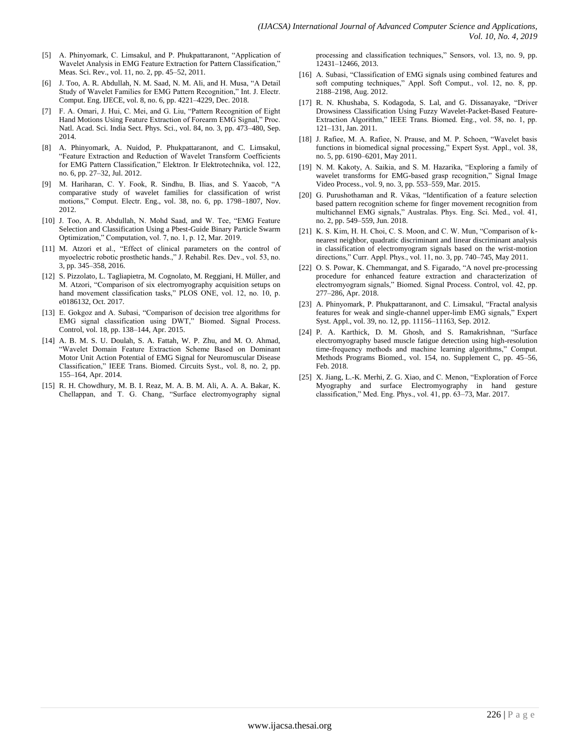[5] A. Phinyomark, C. Limsakul, and P. Phukpattaranont, "Application of Wavelet Analysis in EMG Feature Extraction for Pattern Classification," Meas. Sci. Rev., vol. 11, no. 2, pp. 45–52, 2011.

[6] J. Too, A. R. Abdullah, N. M. Saad, N. M. Ali, and H. Musa, "A Detail Study of Wavelet Families for EMG Pattern Recognition," Int. J. Electr. Comput. Eng. IJECE, vol. 8, no. 6, pp. 4221–4229, Dec. 2018.

[7] F. A. Omari, J. Hui, C. Mei, and G. Liu, "Pattern Recognition of Eight Hand Motions Using Feature Extraction of Forearm EMG Signal," Proc. Natl. Acad. Sci. India Sect. Phys. Sci., vol. 84, no. 3, pp. 473–480, Sep. 2014.

[8] A. Phinyomark, A. Nuidod, P. Phukpattaranont, and C. Limsakul, "Feature Extraction and Reduction of Wavelet Transform Coefficients for EMG Pattern Classification," Elektron. Ir Elektrotechnika, vol. 122, no. 6, pp. 27–32, Jul. 2012.

[9] M. Hariharan, C. Y. Fook, R. Sindhu, B. Ilias, and S. Yaacob, "A comparative study of wavelet families for classification of wrist motions," Comput. Electr. Eng., vol. 38, no. 6, pp. 1798–1807, Nov. 2012.

[10] J. Too, A. R. Abdullah, N. Mohd Saad, and W. Tee, "EMG Feature Selection and Classification Using a Pbest-Guide Binary Particle Swarm Optimization," Computation, vol. 7, no. 1, p. 12, Mar. 2019.

[11] M. Atzori et al., "Effect of clinical parameters on the control of myoelectric robotic prosthetic hands.," J. Rehabil. Res. Dev., vol. 53, no. 3, pp. 345–358, 2016.

[12] S. Pizzolato, L. Tagliapietra, M. Cognolato, M. Reggiani, H. Müller, and M. Atzori, "Comparison of six electromyography acquisition setups on hand movement classification tasks," PLOS ONE, vol. 12, no. 10, p. e0186132, Oct. 2017.

[13] E. Gokgoz and A. Subasi, "Comparison of decision tree algorithms for EMG signal classification using DWT," Biomed. Signal Process. Control, vol. 18, pp. 138–144, Apr. 2015.

[14] A. B. M. S. U. Doulah, S. A. Fattah, W. P. Zhu, and M. O. Ahmad, "Wavelet Domain Feature Extraction Scheme Based on Dominant Motor Unit Action Potential of EMG Signal for Neuromuscular Disease Classification," IEEE Trans. Biomed. Circuits Syst., vol. 8, no. 2, pp. 155–164, Apr. 2014.

[15] R. H. Chowdhury, M. B. I. Reaz, M. A. B. M. Ali, A. A. A. Bakar, K. Chellappan, and T. G. Chang, "Surface electromyography signal processing and classification techniques," Sensors, vol. 13, no. 9, pp. 12431–12466, 2013.

[16] A. Subasi, "Classification of EMG signals using combined features and soft computing techniques," Appl. Soft Comput., vol. 12, no. 8, pp. 2188–2198, Aug. 2012.

[17] R. N. Khushaba, S. Kodagoda, S. Lal, and G. Dissanayake, "Driver Drowsiness Classification Using Fuzzy Wavelet-Packet-Based Feature-Extraction Algorithm," IEEE Trans. Biomed. Eng., vol. 58, no. 1, pp. 121–131, Jan. 2011.

[18] J. Rafiee, M. A. Rafiee, N. Prause, and M. P. Schoen, "Wavelet basis functions in biomedical signal processing," Expert Syst. Appl., vol. 38, no. 5, pp. 6190–6201, May 2011.

[19] N. M. Kakoty, A. Saikia, and S. M. Hazarika, "Exploring a family of wavelet transforms for EMG-based grasp recognition," Signal Image Video Process., vol. 9, no. 3, pp. 553–559, Mar. 2015.

[20] G. Purushothaman and R. Vikas, "Identification of a feature selection based pattern recognition scheme for finger movement recognition from multichannel EMG signals," Australas. Phys. Eng. Sci. Med., vol. 41, no. 2, pp. 549–559, Jun. 2018.

[21] K. S. Kim, H. H. Choi, C. S. Moon, and C. W. Mun, "Comparison of k-nearest neighbor, quadratic discriminant and linear discriminant analysis in classification of electromyogram signals based on the wrist-motion directions," Curr. Appl. Phys., vol. 11, no. 3, pp. 740–745, May 2011.

[22] O. S. Powar, K. Chemmangat, and S. Figarado, "A novel pre-processing procedure for enhanced feature extraction and characterization of electromyogram signals," Biomed. Signal Process. Control, vol. 42, pp. 277–286, Apr. 2018.

[23] A. Phinyomark, P. Phukpattaranont, and C. Limsakul, "Fractal analysis features for weak and single-channel upper-limb EMG signals," Expert Syst. Appl., vol. 39, no. 12, pp. 11156–11163, Sep. 2012.

[24] P. A. Karthick, D. M. Ghosh, and S. Ramakrishnan, "Surface electromyography based muscle fatigue detection using high-resolution time-frequency methods and machine learning algorithms," Comput. Methods Programs Biomed., vol. 154, no. Supplement C, pp. 45–56, Feb. 2018.

[25] X. Jiang, L.-K. Merhi, Z. G. Xiao, and C. Menon, "Exploration of Force Myography and surface Electromyography in hand gesture classification," Med. Eng. Phys., vol. 41, pp. 63–73, Mar. 2017.